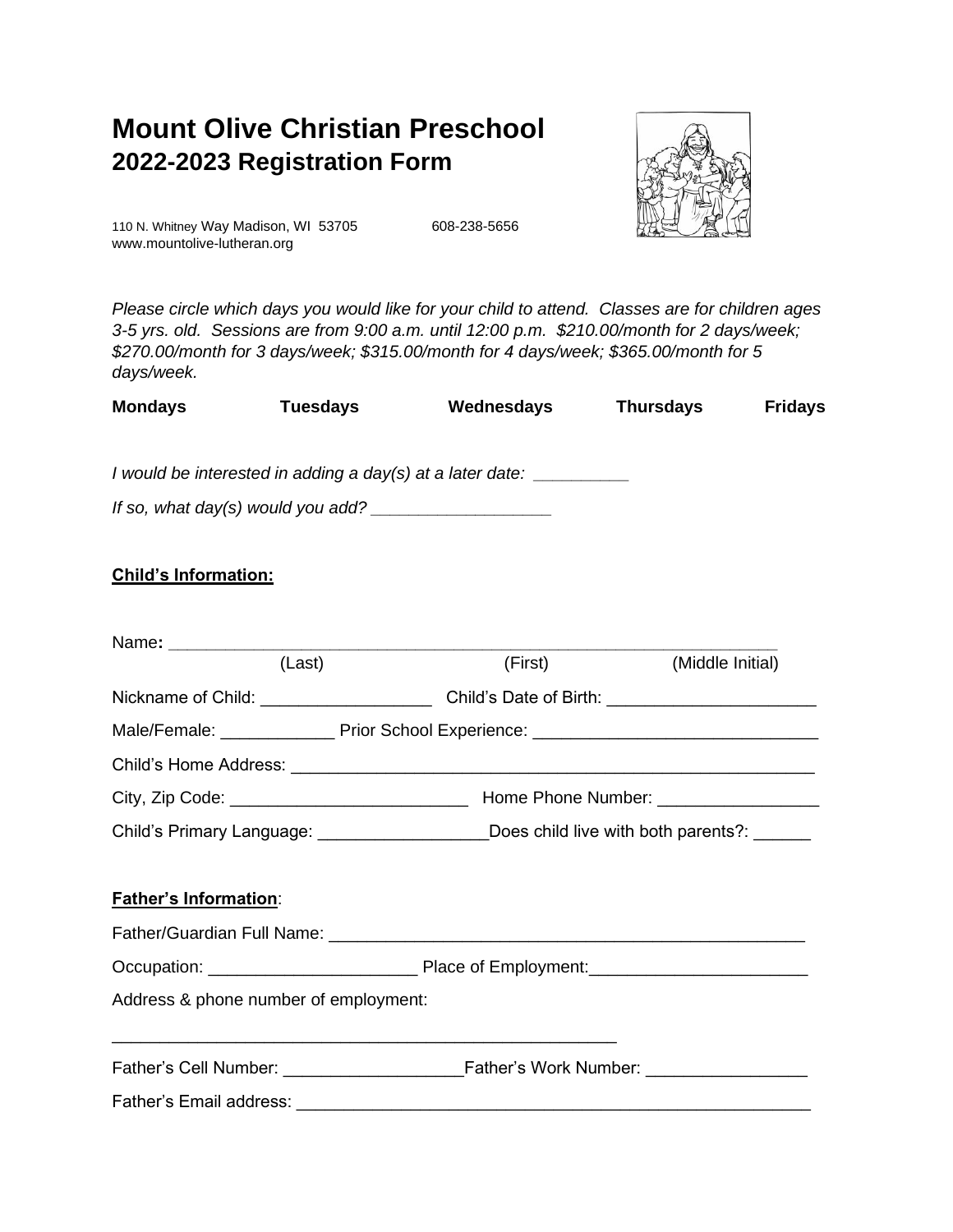# Mount Olive Christian Preschool
## 2022-2023 Registration Form

110 N. Whitney Way Madison, WI 53705 608-238-5656
www.mountolive-lutheran.org

*Please circle which days you would like for your child to attend. Classes are for children ages 3-5 yrs. old. Sessions are from 9:00 a.m. until 12:00 p.m. $210.00/month for 2 days/week; $270.00/month for 3 days/week; $315.00/month for 4 days/week; $365.00/month for 5 days/week.*

**Mondays** **Tuesdays** **Wednesdays** **Thursdays** **Fridays**

*I would be interested in adding a day(s) at a later date: __________*

*If so, what day(s) would you add? ___________________*

**Child's Information:**

Name: ________________________________________________________________
(Last) (First) (Middle Initial)

Nickname of Child: __________________ Child's Date of Birth: ______________________

Male/Female: ____________ Prior School Experience: ______________________________

Child's Home Address: _________________________________________________________

City, Zip Code: _________________________ Home Phone Number: _________________

Child's Primary Language: __________________Does child live with both parents?: ______

**Father's Information**:

Father/Guardian Full Name: ___________________________________________________

Occupation: ______________________ Place of Employment:_______________________

Address & phone number of employment:

_______________________________________________________

Father's Cell Number: ___________________Father's Work Number: _________________

Father's Email address: ________________________________________________________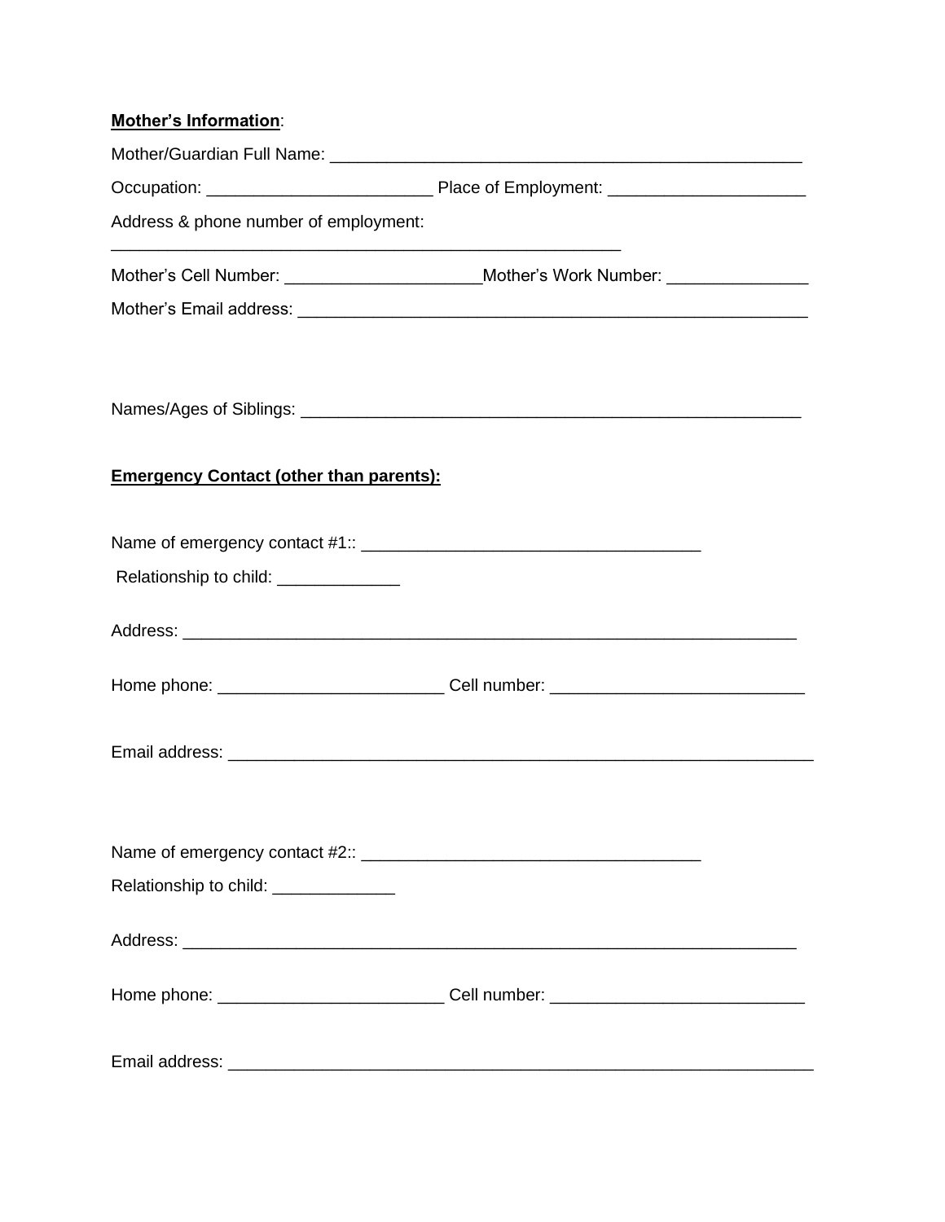**<u>Mother's Information</u>**:

Mother/Guardian Full Name: ___________________________________________________

Occupation: ________________________ Place of Employment: ____________________

Address & phone number of employment:
_______________________________________________________

Mother's Cell Number: ____________________Mother's Work Number: ______________

Mother's Email address: _______________________________________________________

Names/Ages of Siblings: _______________________________________________________

**<u>Emergency Contact (other than parents):</u>**

Name of emergency contact #1:: ____________________________________

Relationship to child: _____________

Address: __________________________________________________________________

Home phone: ________________________ Cell number: ___________________________

Email address: ______________________________________________________________

Name of emergency contact #2:: ____________________________________

Relationship to child: _____________

Address: __________________________________________________________________

Home phone: ________________________ Cell number: ___________________________

Email address: ______________________________________________________________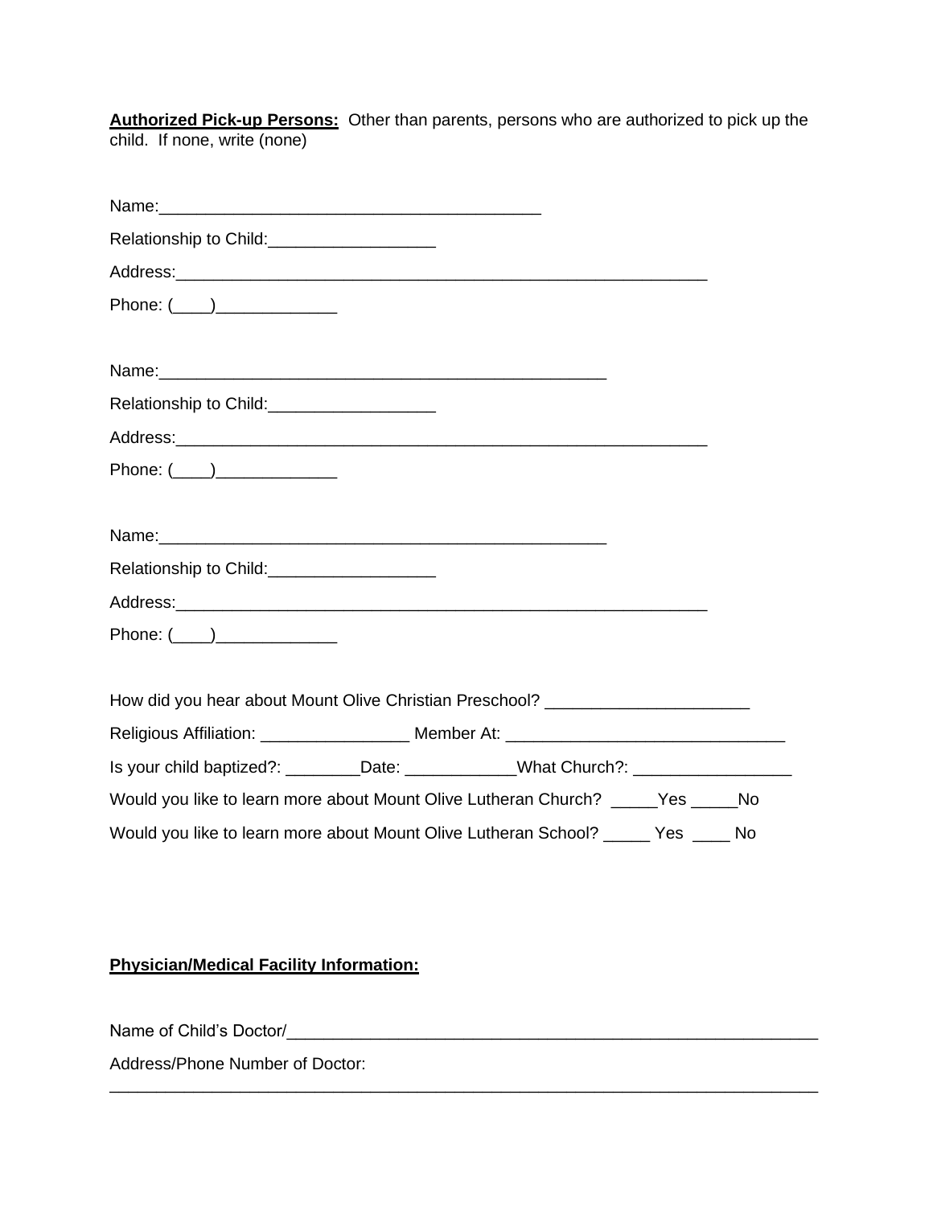**Authorized Pick-up Persons:** Other than parents, persons who are authorized to pick up the child. If none, write (none)

Name:_________________________________________

Relationship to Child:__________________

Address:_________________________________________________________

Phone: (____)_____________

Name:________________________________________________

Relationship to Child:__________________

Address:_________________________________________________________

Phone: (____)_____________

Name:________________________________________________

Relationship to Child:__________________

Address:_________________________________________________________

Phone: (____)_____________

How did you hear about Mount Olive Christian Preschool? ______________________

Religious Affiliation: ________________ Member At: ______________________________

Is your child baptized?: ________Date: ____________What Church?: _________________

Would you like to learn more about Mount Olive Lutheran Church? _____Yes _____No

Would you like to learn more about Mount Olive Lutheran School? _____ Yes ____ No

**Physician/Medical Facility Information:**

Name of Child's Doctor/_________________________________________________________

Address/Phone Number of Doctor:
_____________________________________________________________________________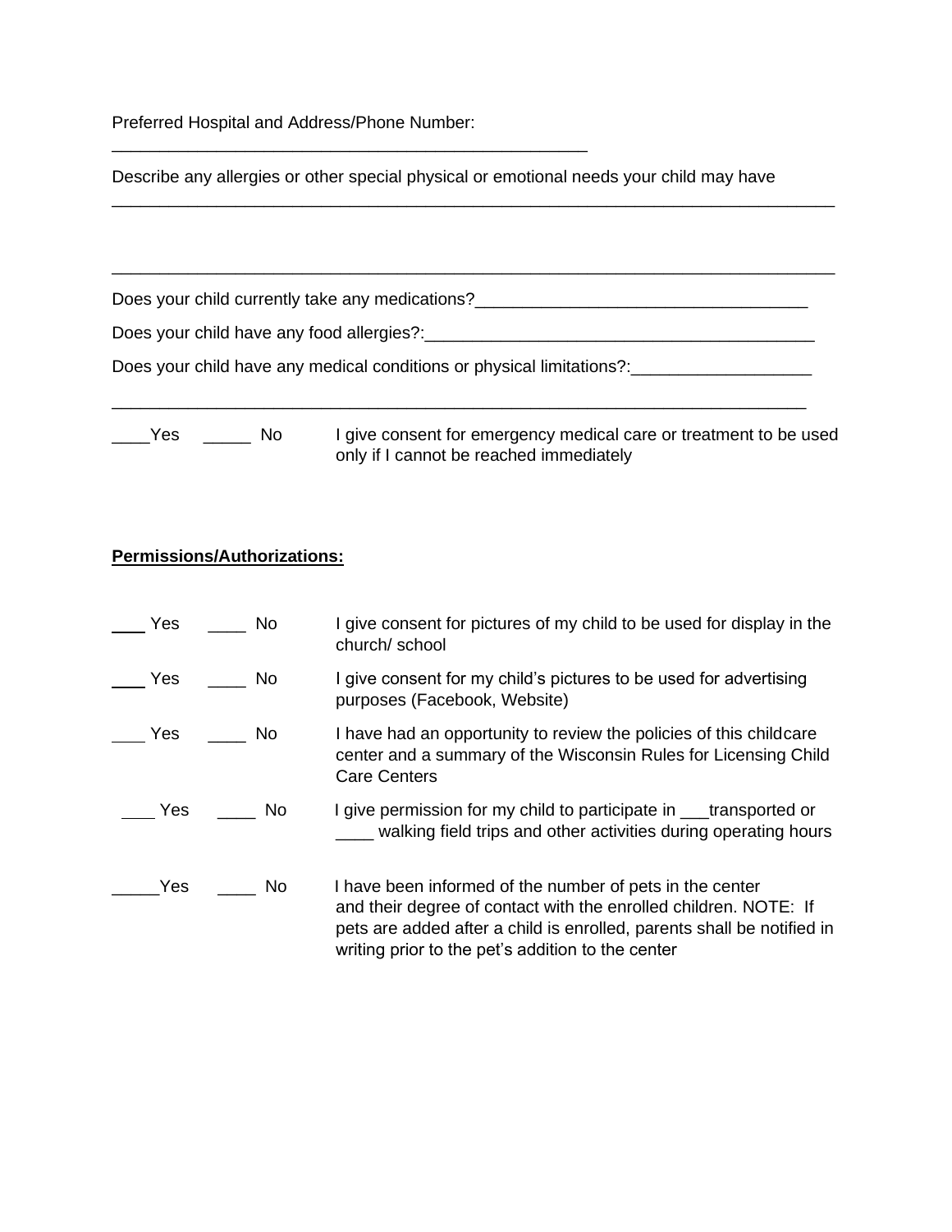Preferred Hospital and Address/Phone Number:
___________________________________________________

Describe any allergies or other special physical or emotional needs your child may have
_____________________________________________________________________________

_____________________________________________________________________________

Does your child currently take any medications?___________________________________

Does your child have any food allergies?:_________________________________________

Does your child have any medical conditions or physical limitations?:___________________

_____________________________________________________________________________

____Yes _____ No I give consent for emergency medical care or treatment to be used only if I cannot be reached immediately

**Permissions/Authorizations:**

____ Yes ____ No I give consent for pictures of my child to be used for display in the church/ school

____ Yes ____ No I give consent for my child's pictures to be used for advertising purposes (Facebook, Website)

____ Yes ____ No I have had an opportunity to review the policies of this childcare center and a summary of the Wisconsin Rules for Licensing Child Care Centers

____ Yes ____ No I give permission for my child to participate in ___transported or ____ walking field trips and other activities during operating hours

_____Yes ____ No I have been informed of the number of pets in the center and their degree of contact with the enrolled children. NOTE: If pets are added after a child is enrolled, parents shall be notified in writing prior to the pet's addition to the center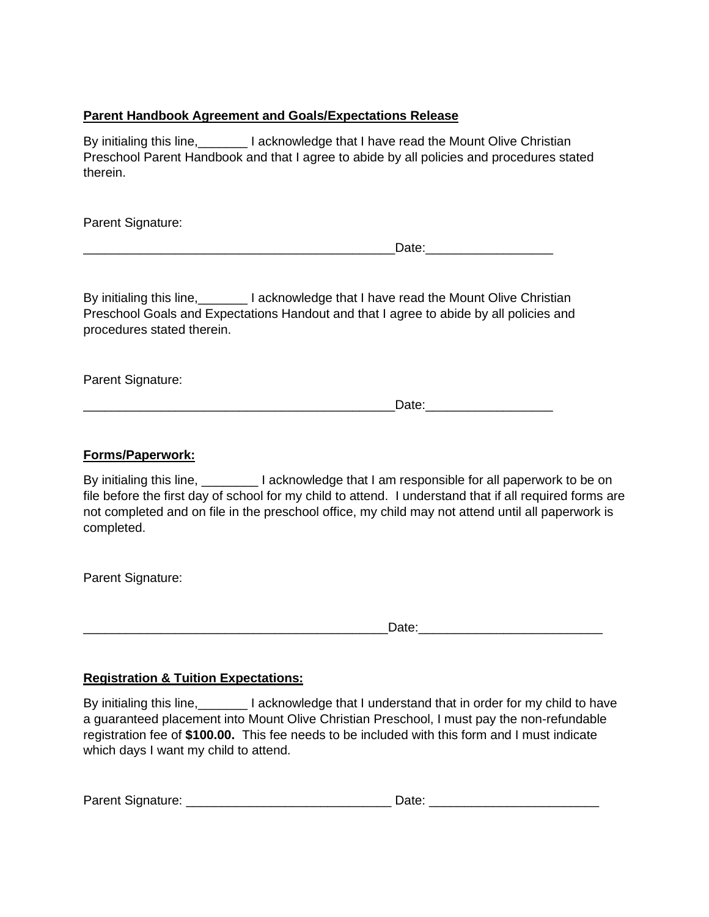**Parent Handbook Agreement and Goals/Expectations Release**

By initialing this line,_______ I acknowledge that I have read the Mount Olive Christian Preschool Parent Handbook and that I agree to abide by all policies and procedures stated therein.

Parent Signature:

_____________________________________________Date:__________________

By initialing this line,_______ I acknowledge that I have read the Mount Olive Christian Preschool Goals and Expectations Handout and that I agree to abide by all policies and procedures stated therein.

Parent Signature:

_____________________________________________Date:__________________

**Forms/Paperwork:**

By initialing this line, ________ I acknowledge that I am responsible for all paperwork to be on file before the first day of school for my child to attend. I understand that if all required forms are not completed and on file in the preschool office, my child may not attend until all paperwork is completed.

Parent Signature:

____________________________________________Date:_________________________

**Registration & Tuition Expectations:**

By initialing this line,_______ I acknowledge that I understand that in order for my child to have a guaranteed placement into Mount Olive Christian Preschool, I must pay the non-refundable registration fee of **$100.00.** This fee needs to be included with this form and I must indicate which days I want my child to attend.

Parent Signature: _____________________________ Date: ________________________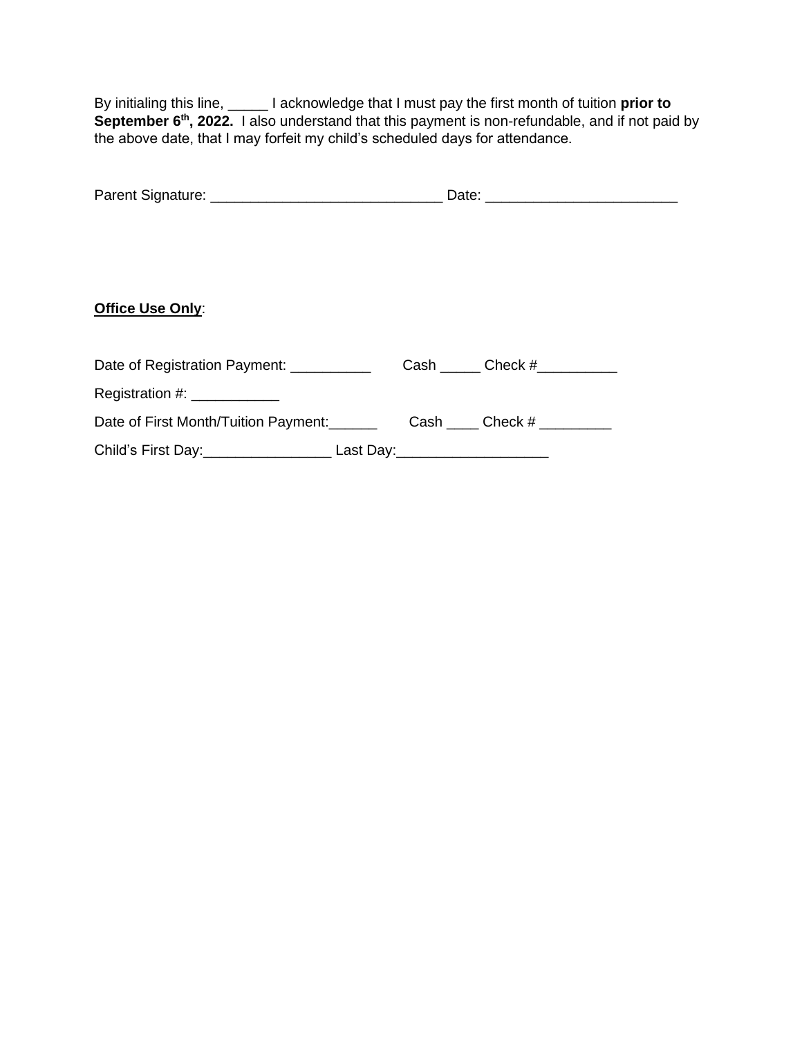By initialing this line, _____ I acknowledge that I must pay the first month of tuition **prior to September 6th, 2022.** I also understand that this payment is non-refundable, and if not paid by the above date, that I may forfeit my child's scheduled days for attendance.

Parent Signature: ____________________________ Date: _______________________

**Office Use Only**:

Date of Registration Payment: __________ Cash _____ Check #__________

Registration #: ___________

Date of First Month/Tuition Payment:______ Cash ____ Check # _________

Child's First Day:________________ Last Day:___________________